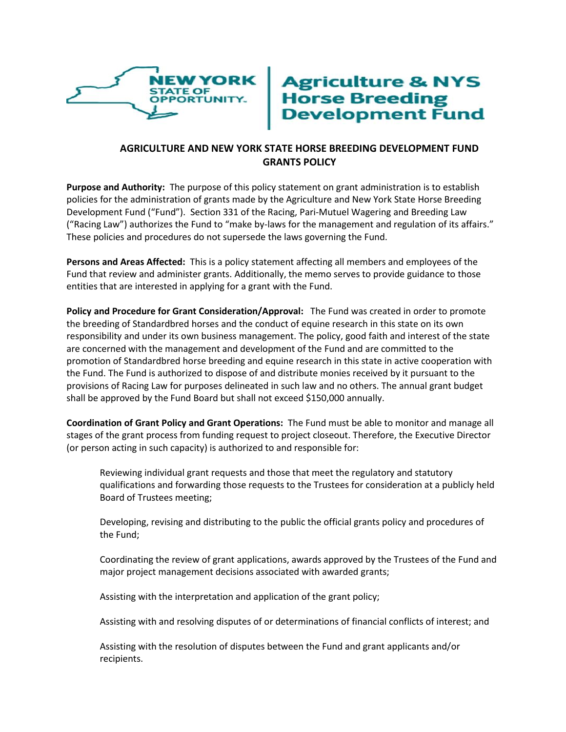# AGRICULTURE AND NEW YORK STATE HORSE BREEDING DEVELOPMENT FUND GRANTS POLICY

**Purpose and Authority:** The purpose of this policy statement on grant administration is to establish policies for the administration of grants made by the Agriculture and New York State Horse Breeding Development Fund ("Fund"). Section 331 of the Racing, Pari-Mutuel Wagering and Breeding Law ("Racing Law") authorizes the Fund to "make by-laws for the management and regulation of its affairs." These policies and procedures do not supersede the laws governing the Fund.

**Persons and Areas Affected:** This is a policy statement affecting all members and employees of the Fund that review and administer grants. Additionally, the memo serves to provide guidance to those entities that are interested in applying for a grant with the Fund.

**Policy and Procedure for Grant Consideration/Approval:** The Fund was created in order to promote the breeding of Standardbred horses and the conduct of equine research in this state on its own responsibility and under its own business management. The policy, good faith and interest of the state are concerned with the management and development of the Fund and are committed to the promotion of Standardbred horse breeding and equine research in this state in active cooperation with the Fund. The Fund is authorized to dispose of and distribute monies received by it pursuant to the provisions of Racing Law for purposes delineated in such law and no others. The annual grant budget shall be approved by the Fund Board but shall not exceed $150,000 annually.

**Coordination of Grant Policy and Grant Operations:** The Fund must be able to monitor and manage all stages of the grant process from funding request to project closeout. Therefore, the Executive Director (or person acting in such capacity) is authorized to and responsible for:

Reviewing individual grant requests and those that meet the regulatory and statutory qualifications and forwarding those requests to the Trustees for consideration at a publicly held Board of Trustees meeting;

Developing, revising and distributing to the public the official grants policy and procedures of the Fund;

Coordinating the review of grant applications, awards approved by the Trustees of the Fund and major project management decisions associated with awarded grants;

Assisting with the interpretation and application of the grant policy;

Assisting with and resolving disputes of or determinations of financial conflicts of interest; and

Assisting with the resolution of disputes between the Fund and grant applicants and/or recipients.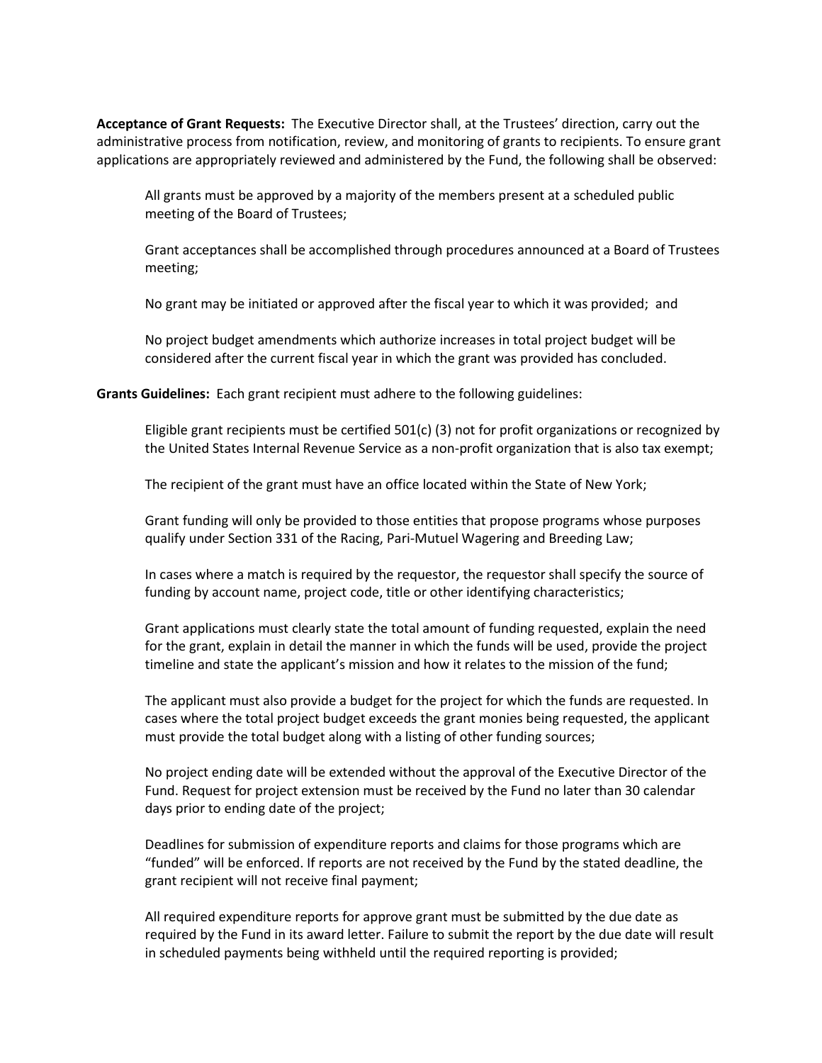**Acceptance of Grant Requests:** The Executive Director shall, at the Trustees' direction, carry out the administrative process from notification, review, and monitoring of grants to recipients. To ensure grant applications are appropriately reviewed and administered by the Fund, the following shall be observed:

> All grants must be approved by a majority of the members present at a scheduled public meeting of the Board of Trustees;
>
> Grant acceptances shall be accomplished through procedures announced at a Board of Trustees meeting;
>
> No grant may be initiated or approved after the fiscal year to which it was provided; and
>
> No project budget amendments which authorize increases in total project budget will be considered after the current fiscal year in which the grant was provided has concluded.

**Grants Guidelines:** Each grant recipient must adhere to the following guidelines:

> Eligible grant recipients must be certified 501(c) (3) not for profit organizations or recognized by the United States Internal Revenue Service as a non-profit organization that is also tax exempt;
>
> The recipient of the grant must have an office located within the State of New York;
>
> Grant funding will only be provided to those entities that propose programs whose purposes qualify under Section 331 of the Racing, Pari-Mutuel Wagering and Breeding Law;
>
> In cases where a match is required by the requestor, the requestor shall specify the source of funding by account name, project code, title or other identifying characteristics;
>
> Grant applications must clearly state the total amount of funding requested, explain the need for the grant, explain in detail the manner in which the funds will be used, provide the project timeline and state the applicant's mission and how it relates to the mission of the fund;
>
> The applicant must also provide a budget for the project for which the funds are requested. In cases where the total project budget exceeds the grant monies being requested, the applicant must provide the total budget along with a listing of other funding sources;
>
> No project ending date will be extended without the approval of the Executive Director of the Fund. Request for project extension must be received by the Fund no later than 30 calendar days prior to ending date of the project;
>
> Deadlines for submission of expenditure reports and claims for those programs which are "funded" will be enforced. If reports are not received by the Fund by the stated deadline, the grant recipient will not receive final payment;
>
> All required expenditure reports for approve grant must be submitted by the due date as required by the Fund in its award letter. Failure to submit the report by the due date will result in scheduled payments being withheld until the required reporting is provided;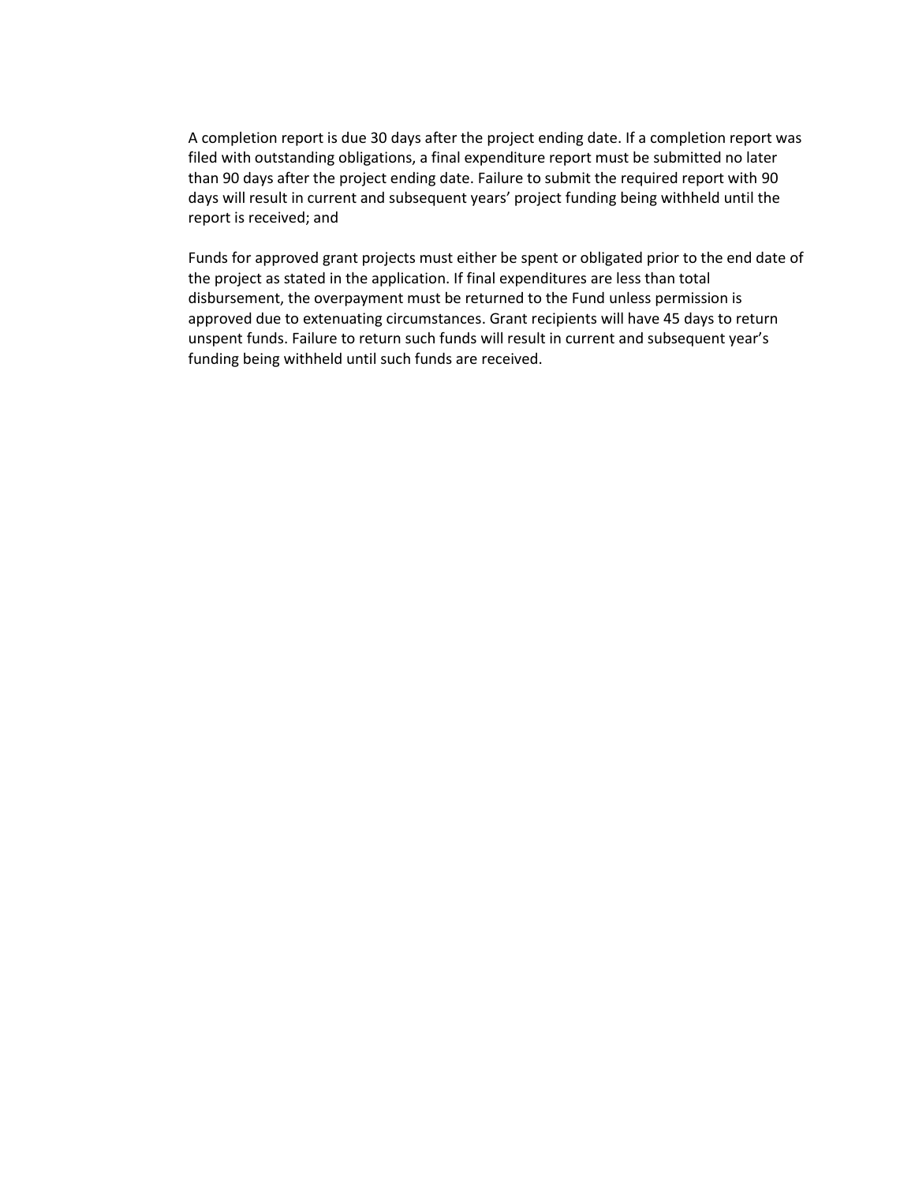A completion report is due 30 days after the project ending date. If a completion report was filed with outstanding obligations, a final expenditure report must be submitted no later than 90 days after the project ending date. Failure to submit the required report with 90 days will result in current and subsequent years' project funding being withheld until the report is received; and

Funds for approved grant projects must either be spent or obligated prior to the end date of the project as stated in the application. If final expenditures are less than total disbursement, the overpayment must be returned to the Fund unless permission is approved due to extenuating circumstances. Grant recipients will have 45 days to return unspent funds. Failure to return such funds will result in current and subsequent year's funding being withheld until such funds are received.